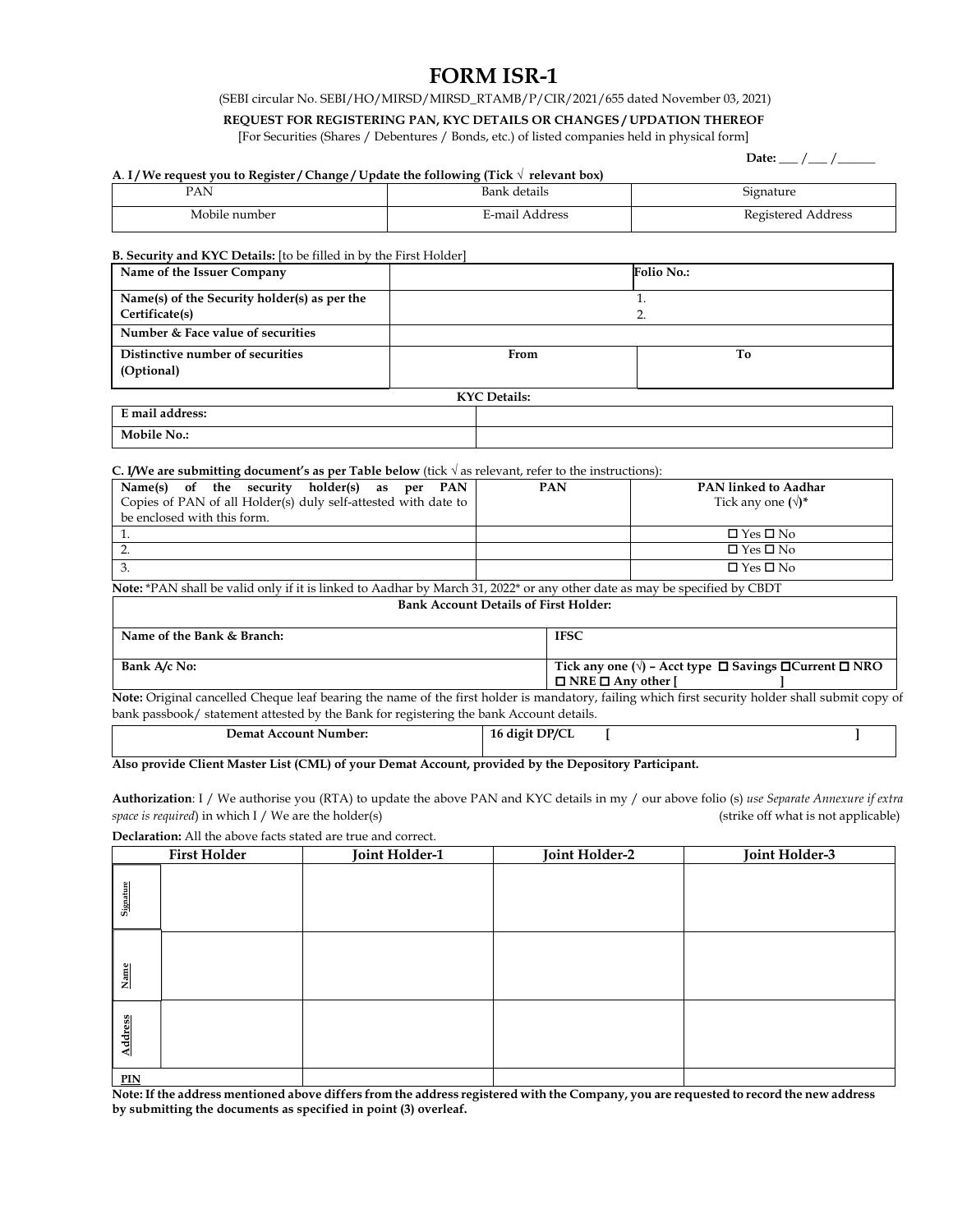# FORM ISR-1

(SEBI circular No. SEBI/HO/MIRSD/MIRSD_RTAMB/P/CIR/2021/655 dated November 03, 2021)

**REQUEST FOR REGISTERING PAN, KYC DETAILS OR CHANGES / UPDATION THEREOF**

[For Securities (Shares / Debentures / Bonds, etc.) of listed companies held in physical form]

**Date:** ___ /___ /______

**A. I / We request you to Register / Change / Update the following (Tick √ relevant box)**

| PAN | Bank details | Signature |
|---|---|---|
| Mobile number | E-mail Address | Registered Address |

**B. Security and KYC Details:** [to be filled in by the First Holder]

| **Name of the Issuer Company** | | **Folio No.:** |
|---|---|---|
| **Name(s) of the Security holder(s) as per the Certificate(s)** | 1.<br>2. | |
| **Number & Face value of securities** | | |
| **Distinctive number of securities (Optional)** | **From** | **To** |

**KYC Details:**

| **E mail address:** | |
|---|---|
| **Mobile No.:** | |

**C. I/We are submitting document's as per Table below** (tick √ as relevant, refer to the instructions):

| **Name(s) of the security holder(s) as per PAN** Copies of PAN of all Holder(s) duly self-attested with date to be enclosed with this form. | **PAN** | **PAN linked to Aadhar** Tick any one **(√)\*** |
|---|---|---|
| 1. | | ☐ Yes ☐ No |
| 2. | | ☐ Yes ☐ No |
| 3. | | ☐ Yes ☐ No |

**Note:** \*PAN shall be valid only if it is linked to Aadhar by March 31, 2022\* or any other date as may be specified by CBDT

| **Bank Account Details of First Holder:** | |
|---|---|
| **Name of the Bank & Branch:** | **IFSC** |
| **Bank A/c No:** | **Tick any one (√) – Acct type ☐ Savings ☐Current ☐ NRO ☐ NRE ☐ Any other [ ]** |

**Note:** Original cancelled Cheque leaf bearing the name of the first holder is mandatory, failing which first security holder shall submit copy of bank passbook/ statement attested by the Bank for registering the bank Account details.

| **Demat Account Number:** | **16 digit DP/CL [ ]** |
|---|---|

**Also provide Client Master List (CML) of your Demat Account, provided by the Depository Participant.**

**Authorization**: I / We authorise you (RTA) to update the above PAN and KYC details in my / our above folio (s) *use Separate Annexure if extra space is required*) in which I / We are the holder(s) (strike off what is not applicable)

**Declaration:** All the above facts stated are true and correct.

| | **First Holder** | **Joint Holder-1** | **Joint Holder-2** | **Joint Holder-3** |
|---|---|---|---|---|
| **Signature** | | | | |
| **Name** | | | | |
| **Address** | | | | |
| **PIN** | | | | |

**Note: If the address mentioned above differs from the address registered with the Company, you are requested to record the new address by submitting the documents as specified in point (3) overleaf.**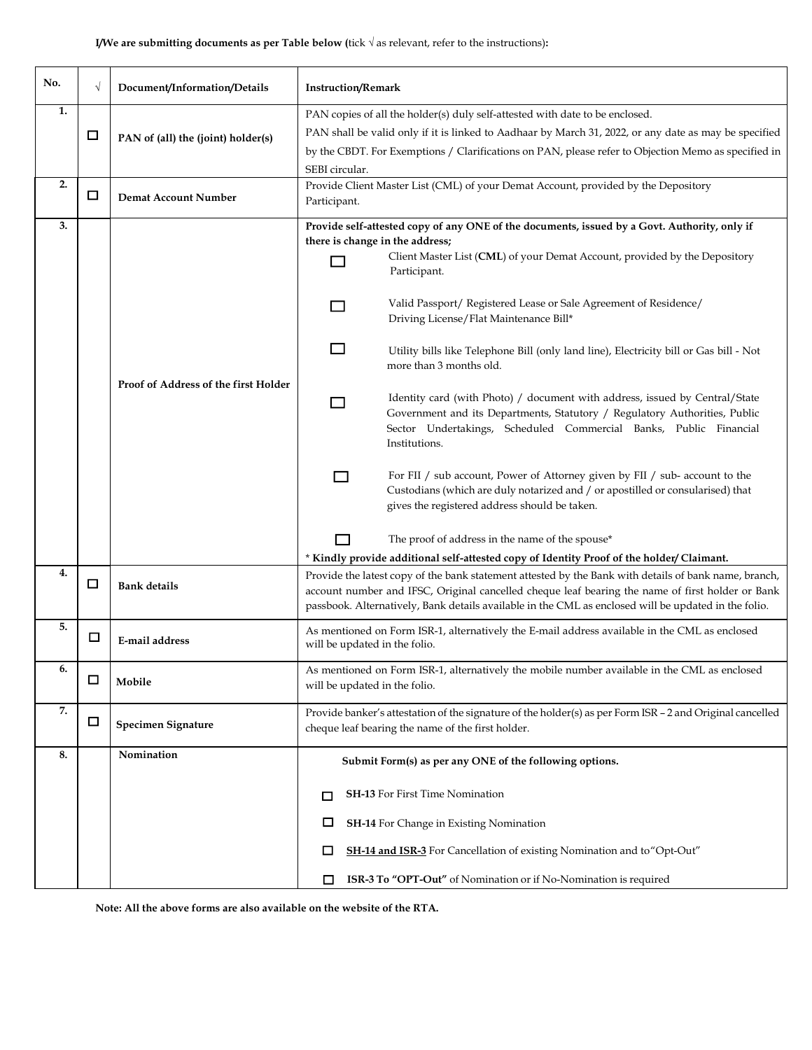**I/We are submitting documents as per Table below (**tick √ as relevant, refer to the instructions)**:**

| No. | √ | Document/Information/Details | Instruction/Remark |
|---|---|---|---|
| **1.** | ☐ | **PAN of (all) the (joint) holder(s)** | PAN copies of all the holder(s) duly self-attested with date to be enclosed.<br>PAN shall be valid only if it is linked to Aadhaar by March 31, 2022, or any date as may be specified by the CBDT. For Exemptions / Clarifications on PAN, please refer to Objection Memo as specified in SEBI circular. |
| **2.** | ☐ | **Demat Account Number** | Provide Client Master List (CML) of your Demat Account, provided by the Depository Participant. |
| **3.** | | **Proof of Address of the first Holder** | **Provide self-attested copy of any ONE of the documents, issued by a Govt. Authority, only if there is change in the address;**<br>☐ Client Master List (**CML**) of your Demat Account, provided by the Depository Participant.<br>☐ Valid Passport/ Registered Lease or Sale Agreement of Residence/ Driving License/Flat Maintenance Bill*<br>☐ Utility bills like Telephone Bill (only land line), Electricity bill or Gas bill - Not more than 3 months old.<br>☐ Identity card (with Photo) / document with address, issued by Central/State Government and its Departments, Statutory / Regulatory Authorities, Public Sector Undertakings, Scheduled Commercial Banks, Public Financial Institutions.<br>☐ For FII / sub account, Power of Attorney given by FII / sub- account to the Custodians (which are duly notarized and / or apostilled or consularised) that gives the registered address should be taken.<br>☐ The proof of address in the name of the spouse*<br>**\* Kindly provide additional self-attested copy of Identity Proof of the holder/ Claimant.** |
| **4.** | ☐ | **Bank details** | Provide the latest copy of the bank statement attested by the Bank with details of bank name, branch, account number and IFSC, Original cancelled cheque leaf bearing the name of first holder or Bank passbook. Alternatively, Bank details available in the CML as enclosed will be updated in the folio. |
| **5.** | ☐ | **E-mail address** | As mentioned on Form ISR-1, alternatively the E-mail address available in the CML as enclosed will be updated in the folio. |
| **6.** | ☐ | **Mobile** | As mentioned on Form ISR-1, alternatively the mobile number available in the CML as enclosed will be updated in the folio. |
| **7.** | ☐ | **Specimen Signature** | Provide banker's attestation of the signature of the holder(s) as per Form ISR – 2 and Original cancelled cheque leaf bearing the name of the first holder. |
| **8.** | | **Nomination** | **Submit Form(s) as per any ONE of the following options.**<br>☐ **SH-13** For First Time Nomination<br>☐ **SH-14** For Change in Existing Nomination<br>☐ **SH-14 and ISR-3** For Cancellation of existing Nomination and to"Opt-Out"<br>☐ **ISR-3 To "OPT-Out"** of Nomination or if No-Nomination is required |

**Note: All the above forms are also available on the website of the RTA.**